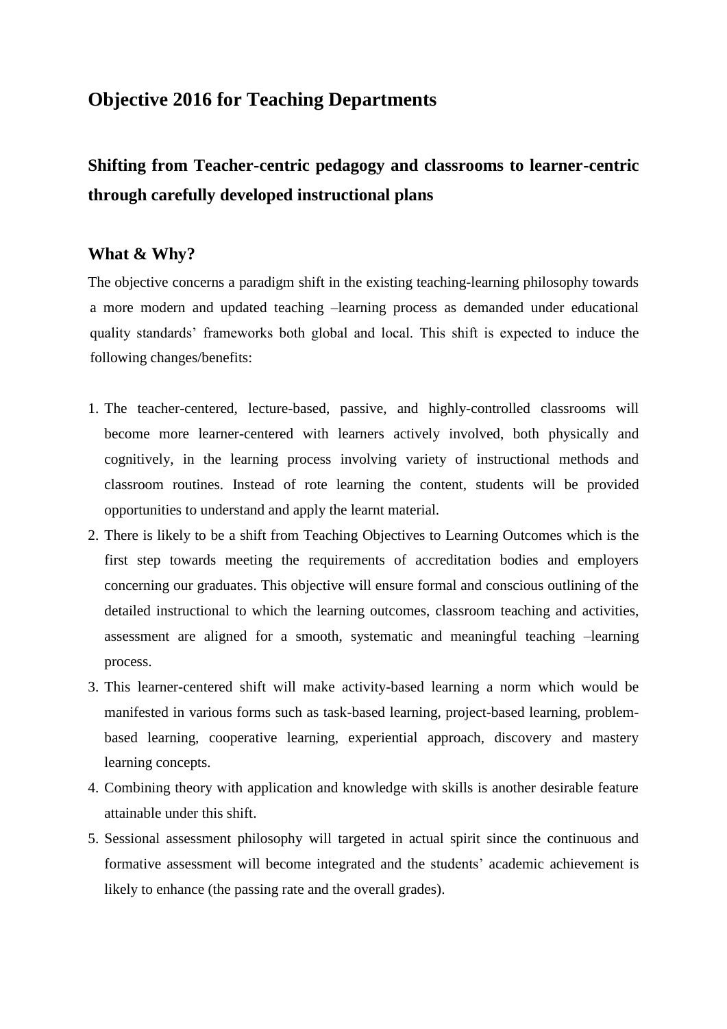# Objective 2016 for Teaching Departments

## Shifting from Teacher-centric pedagogy and classrooms to learner-centric through carefully developed instructional plans

### What & Why?

The objective concerns a paradigm shift in the existing teaching-learning philosophy towards a more modern and updated teaching –learning process as demanded under educational quality standards' frameworks both global and local. This shift is expected to induce the following changes/benefits:

1. The teacher-centered, lecture-based, passive, and highly-controlled classrooms will become more learner-centered with learners actively involved, both physically and cognitively, in the learning process involving variety of instructional methods and classroom routines. Instead of rote learning the content, students will be provided opportunities to understand and apply the learnt material.
2. There is likely to be a shift from Teaching Objectives to Learning Outcomes which is the first step towards meeting the requirements of accreditation bodies and employers concerning our graduates. This objective will ensure formal and conscious outlining of the detailed instructional to which the learning outcomes, classroom teaching and activities, assessment are aligned for a smooth, systematic and meaningful teaching –learning process.
3. This learner-centered shift will make activity-based learning a norm which would be manifested in various forms such as task-based learning, project-based learning, problem-based learning, cooperative learning, experiential approach, discovery and mastery learning concepts.
4. Combining theory with application and knowledge with skills is another desirable feature attainable under this shift.
5. Sessional assessment philosophy will targeted in actual spirit since the continuous and formative assessment will become integrated and the students' academic achievement is likely to enhance (the passing rate and the overall grades).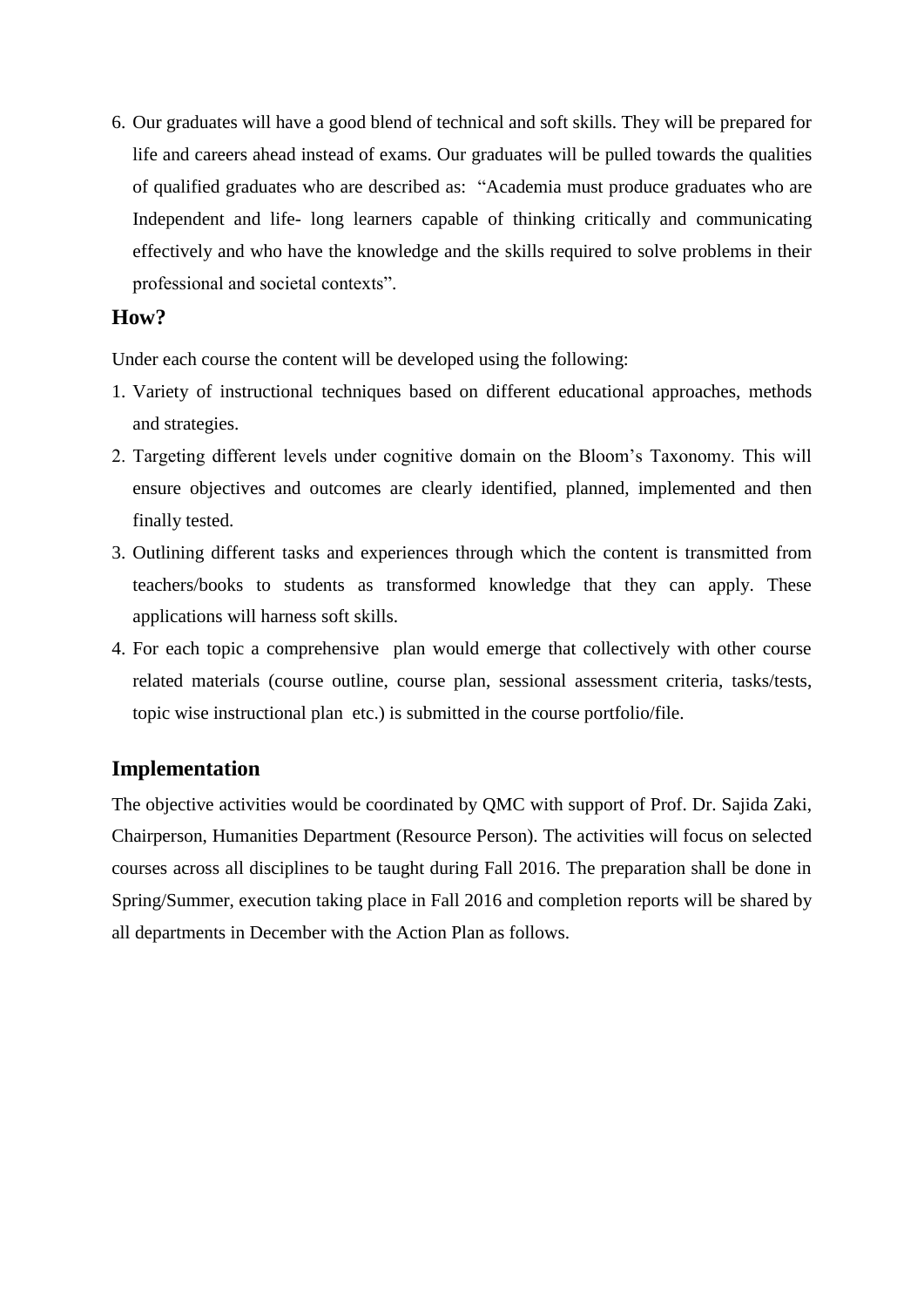6. Our graduates will have a good blend of technical and soft skills. They will be prepared for life and careers ahead instead of exams. Our graduates will be pulled towards the qualities of qualified graduates who are described as: "Academia must produce graduates who are Independent and life- long learners capable of thinking critically and communicating effectively and who have the knowledge and the skills required to solve problems in their professional and societal contexts".

## How?

Under each course the content will be developed using the following:

1. Variety of instructional techniques based on different educational approaches, methods and strategies.
2. Targeting different levels under cognitive domain on the Bloom's Taxonomy. This will ensure objectives and outcomes are clearly identified, planned, implemented and then finally tested.
3. Outlining different tasks and experiences through which the content is transmitted from teachers/books to students as transformed knowledge that they can apply. These applications will harness soft skills.
4. For each topic a comprehensive plan would emerge that collectively with other course related materials (course outline, course plan, sessional assessment criteria, tasks/tests, topic wise instructional plan etc.) is submitted in the course portfolio/file.

## Implementation

The objective activities would be coordinated by QMC with support of Prof. Dr. Sajida Zaki, Chairperson, Humanities Department (Resource Person). The activities will focus on selected courses across all disciplines to be taught during Fall 2016. The preparation shall be done in Spring/Summer, execution taking place in Fall 2016 and completion reports will be shared by all departments in December with the Action Plan as follows.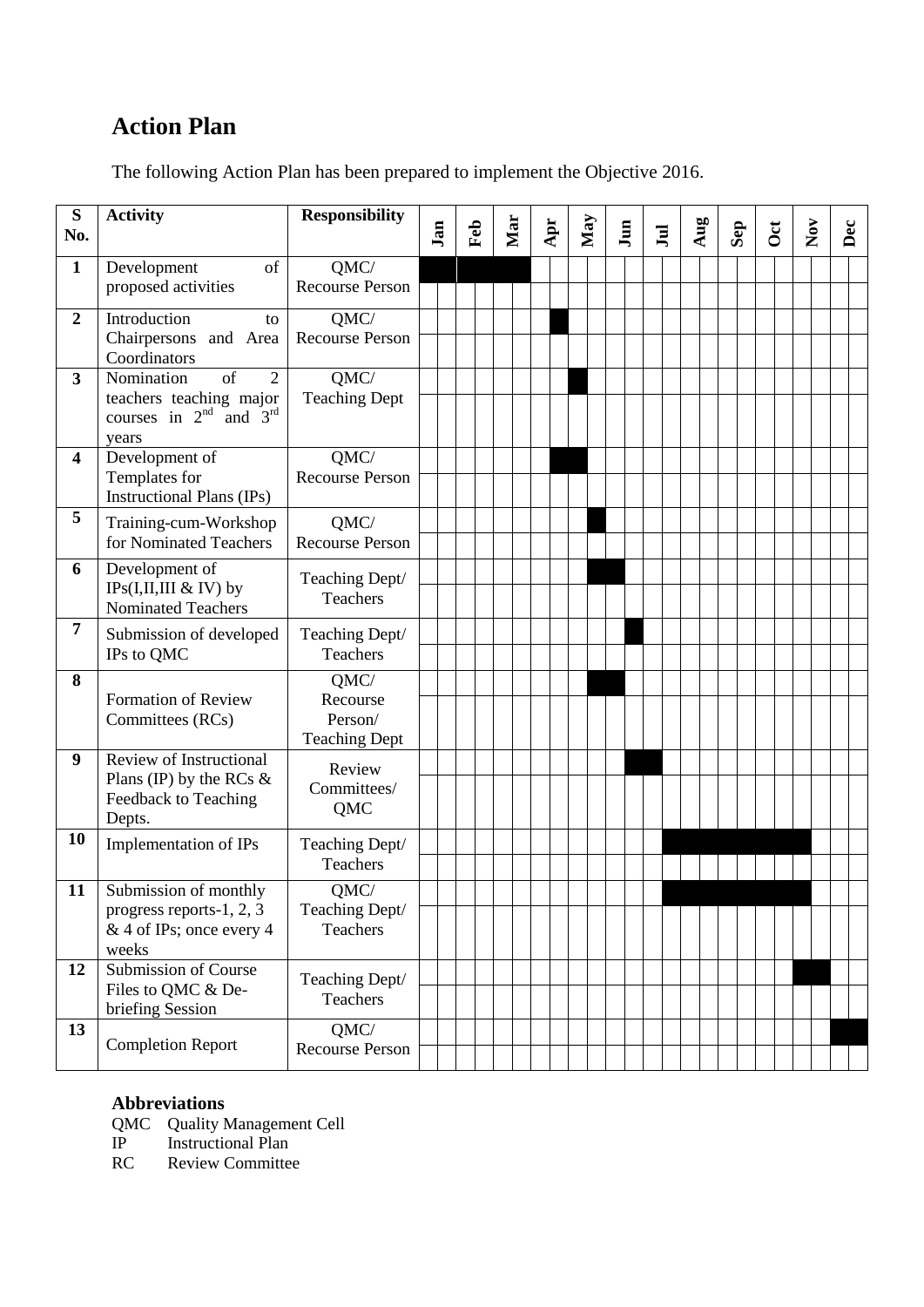# Action Plan

The following Action Plan has been prepared to implement the Objective 2016.

| S No. | Activity | Responsibility | Jan | | Feb | | Mar | | Apr | | May | | Jun | | Jul | | Aug | | Sep | | Oct | | Nov | | Dec | |
|---|---|---|---|---|---|---|---|---|---|---|---|---|---|---|---|---|---|---|---|---|---|---|---|---|---|---|
| **1** | Development of proposed activities | QMC/ Recourse Person | ■ | ■ | ■ | ■ | ■ | ■ | | | | | | | | | | | | | | | | | | | | |
| **2** | Introduction to Chairpersons and Area Coordinators | QMC/ Recourse Person | | | | | | | | ■ | | | | | | | | | | | | | | | | | | |
| **3** | Nomination of 2 teachers teaching major courses in 2nd and 3rd years | QMC/ Teaching Dept | | | | | | | | | ■ | | | | | | | | | | | | | | | | | |
| **4** | Development of Templates for Instructional Plans (IPs) | QMC/ Recourse Person | | | | | | | | ■ | ■ | | | | | | | | | | | | | | | | | |
| **5** | Training-cum-Workshop for Nominated Teachers | QMC/ Recourse Person | | | | | | | | | | ■ | | | | | | | | | | | | | | | | |
| **6** | Development of IPs(I,II,III & IV) by Nominated Teachers | Teaching Dept/ Teachers | | | | | | | | | | ■ | ■ | | | | | | | | | | | | | | | |
| **7** | Submission of developed IPs to QMC | Teaching Dept/ Teachers | | | | | | | | | | | | ■ | | | | | | | | | | | | | | |
| **8** | Formation of Review Committees (RCs) | QMC/ Recourse Person/ Teaching Dept | | | | | | | | | | ■ | ■ | | | | | | | | | | | | | | | |
| **9** | Review of Instructional Plans (IP) by the RCs & Feedback to Teaching Depts. | Review Committees/ QMC | | | | | | | | | | | | ■ | ■ | | | | | | | | | | | | | |
| **10** | Implementation of IPs | Teaching Dept/ Teachers | | | | | | | | | | | | | | ■ | ■ | ■ | ■ | ■ | ■ | ■ | ■ | | | | | |
| **11** | Submission of monthly progress reports-1, 2, 3 & 4 of IPs; once every 4 weeks | QMC/ Teaching Dept/ Teachers | | | | | | | | | | | | | | ■ | ■ | ■ | ■ | ■ | ■ | ■ | ■ | | | | | |
| **12** | Submission of Course Files to QMC & De-briefing Session | Teaching Dept/ Teachers | | | | | | | | | | | | | | | | | | | | | ■ | ■ | | | | |
| **13** | Completion Report | QMC/ Recourse Person | | | | | | | | | | | | | | | | | | | | | | | ■ | ■ | | |

### Abbreviations

QMC Quality Management Cell
IP Instructional Plan
RC Review Committee